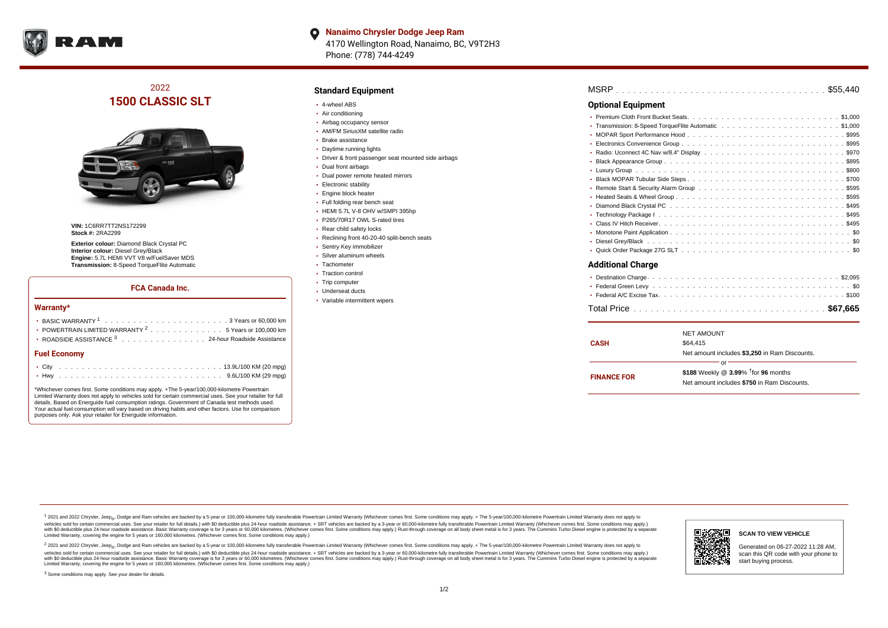**Nanaimo Chrysler Dodge Jeep Ram**
4170 Wellington Road, Nanaimo, BC, V9T2H3
Phone: (778) 744-4249

# 2022
# 1500 CLASSIC SLT

**VIN:** 1C6RR7TT2NS172299
**Stock #:** 2RA2299

**Exterior colour:** Diamond Black Crystal PC
**Interior colour:** Diesel Grey/Black
**Engine:** 5.7L HEMI VVT V8 w/FuelSaver MDS
**Transmission:** 8-Speed TorqueFlite Automatic

### FCA Canada Inc.

#### Warranty*

- BASIC WARRANTY [1] . . . . . 3 Years or 60,000 km
- POWERTRAIN LIMITED WARRANTY [2] . . . . . 5 Years or 100,000 km
- ROADSIDE ASSISTANCE [3] . . . . . 24-hour Roadside Assistance

#### Fuel Economy

- City . . . . . 13.9L/100 KM (20 mpg)
- Hwy . . . . . 9.6L/100 KM (29 mpg)

*Whichever comes first. Some conditions may apply. +The 5-year/100,000-kilometre Powertrain Limited Warranty does not apply to vehicles sold for certain commercial uses. See your retailer for full details. Based on Energuide fuel consumption ratings. Government of Canada test methods used. Your actual fuel consumption will vary based on driving habits and other factors. Use for comparison purposes only. Ask your retailer for Energuide information.

## Standard Equipment

- 4-wheel ABS
- Air conditioning
- Airbag occupancy sensor
- AM/FM SiriusXM satellite radio
- Brake assistance
- Daytime running lights
- Driver & front passenger seat mounted side airbags
- Dual front airbags
- Dual power remote heated mirrors
- Electronic stability
- Engine block heater
- Full folding rear bench seat
- HEMI 5.7L V-8 OHV w/SMPI 395hp
- P265/70R17 OWL S-rated tires
- Rear child safety locks
- Reclining front 40-20-40 split-bench seats
- Sentry Key immobilizer
- Silver aluminum wheels
- Tachometer
- Traction control
- Trip computer
- Underseat ducts
- Variable intermittent wipers

MSRP . . . . . $55,440

## Optional Equipment

- Premium Cloth Front Bucket Seats . . . . . $1,000
- Transmission: 8-Speed TorqueFlite Automatic . . . . . $1,000
- MOPAR Sport Performance Hood . . . . . $995
- Electronics Convenience Group . . . . . $995
- Radio: Uconnect 4C Nav w/8.4" Display . . . . . $970
- Black Appearance Group . . . . . $895
- Luxury Group . . . . . $800
- Black MOPAR Tubular Side Steps . . . . . $700
- Remote Start & Security Alarm Group . . . . . $595
- Heated Seats & Wheel Group . . . . . $595
- Diamond Black Crystal PC . . . . . $495
- Technology Package I . . . . . $495
- Class IV Hitch Receiver . . . . . $495
- Monotone Paint Application . . . . . $0
- Diesel Grey/Black . . . . . $0
- Quick Order Package 27G SLT . . . . . $0

## Additional Charge

- Destination Charge . . . . . $2,095
- Federal Green Levy . . . . . $0
- Federal A/C Excise Tax . . . . . $100

Total Price . . . . . **$67,665**

| | |
|---|---|
| **CASH** | NET AMOUNT<br>$64,415<br>Net amount includes **$3,250** in Ram Discounts. |
| | or |
| **FINANCE FOR** | **$188** Weekly @ **3.99**% [†]for **96** months<br>Net amount includes **$750** in Ram Discounts. |

[1] 2021 and 2022 Chrysler, Jeep®, Dodge and Ram vehicles are backed by a 5-year or 100,000-kilometre fully transferable Powertrain Limited Warranty (Whichever comes first. Some conditions may apply. + The 5-year/100,000-kilometre Powertrain Limited Warranty does not apply to vehicles sold for certain commercial uses. See your retailer for full details.) with $0 deductible plus 24-hour roadside assistance. + SRT vehicles are backed by a 3-year or 60,000-kilometre fully transferable Powertrain Limited Warranty (Whichever comes first. Some conditions may apply.) with $0 deductible plus 24-hour roadside assistance. Basic Warranty coverage is for 3 years or 60,000 kilometres. (Whichever comes first. Some conditions may apply.) Rust-through coverage on all body sheet metal is for 3 years. The Cummins Turbo Diesel engine is protected by a separate Limited Warranty, covering the engine for 5 years or 160,000 kilometres. (Whichever comes first. Some conditions may apply.)

[2] 2021 and 2022 Chrysler, Jeep®, Dodge and Ram vehicles are backed by a 5-year or 100,000-kilometre fully transferable Powertrain Limited Warranty (Whichever comes first. Some conditions may apply. + The 5-year/100,000-kilometre Powertrain Limited Warranty does not apply to vehicles sold for certain commercial uses. See your retailer for full details.) with $0 deductible plus 24-hour roadside assistance. + SRT vehicles are backed by a 3-year or 60,000-kilometre fully transferable Powertrain Limited Warranty (Whichever comes first. Some conditions may apply.) with $0 deductible plus 24-hour roadside assistance. Basic Warranty coverage is for 3 years or 60,000 kilometres. (Whichever comes first. Some conditions may apply.) Rust-through coverage on all body sheet metal is for 3 years. The Cummins Turbo Diesel engine is protected by a separate Limited Warranty, covering the engine for 5 years or 160,000 kilometres. (Whichever comes first. Some conditions may apply.)

[3] Some conditions may apply. See your dealer for details.

**SCAN TO VIEW VEHICLE**

Generated on 06-27-2022 11:28 AM, scan this QR code with your phone to start buying process.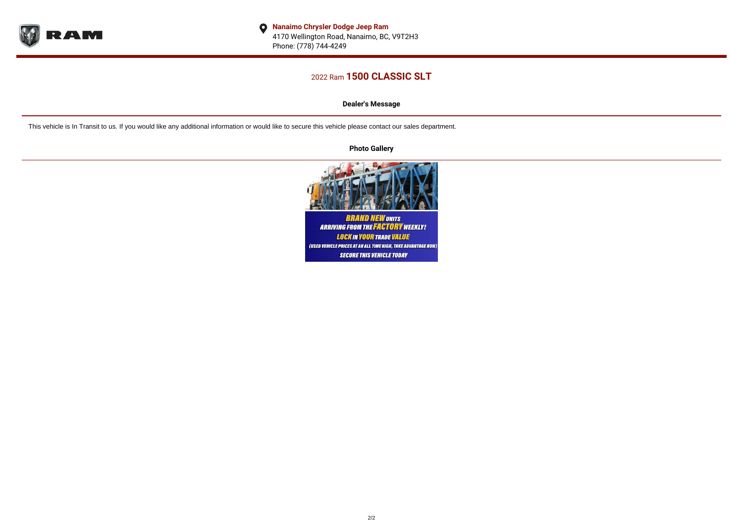**Nanaimo Chrysler Dodge Jeep Ram**
4170 Wellington Road, Nanaimo, BC, V9T2H3
Phone: (778) 744-4249

# 2022 Ram **1500 CLASSIC SLT**

## Dealer's Message

This vehicle is In Transit to us. If you would like any additional information or would like to secure this vehicle please contact our sales department.

## Photo Gallery

BRAND NEW UNITS
ARRIVING FROM THE FACTORY WEEKLY!
LOCK IN YOUR TRADE VALUE
(USED VEHICLE PRICES AT AN ALL TIME HIGH, TAKE ADVANTAGE NOW)
SECURE THIS VEHICLE TODAY